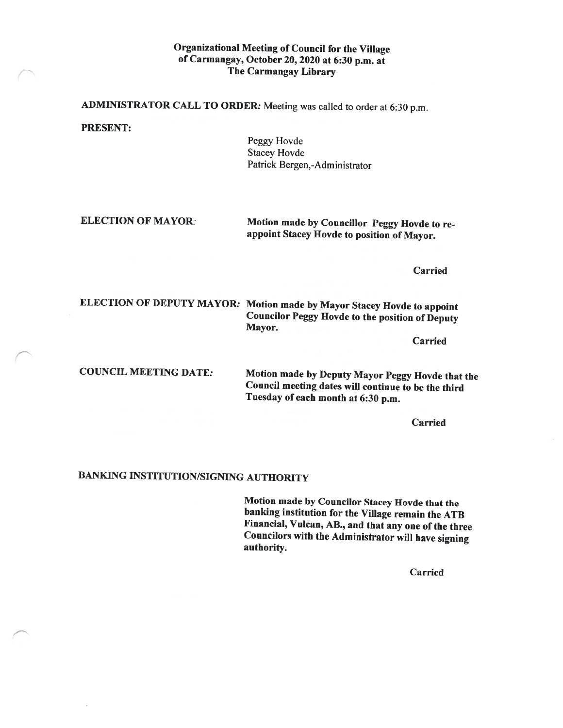# Organizational Meeting of Council for the Village of Carmangay, October 20, 2020 at 6:30 p.m. at The Carmangay Library

**ADMINISTRATOR CALL TO ORDER:** Meeting was called to order at 6:30 p.m.

**PRESENT:**

Peggy Hovde
Stacey Hovde
Patrick Bergen,-Administrator

**ELECTION OF MAYOR:**

**Motion made by Councillor Peggy Hovde to re-appoint Stacey Hovde to position of Mayor.**

**Carried**

**ELECTION OF DEPUTY MAYOR:**

**Motion made by Mayor Stacey Hovde to appoint Councilor Peggy Hovde to the position of Deputy Mayor.**

**Carried**

**COUNCIL MEETING DATE:**

**Motion made by Deputy Mayor Peggy Hovde that the Council meeting dates will continue to be the third Tuesday of each month at 6:30 p.m.**

**Carried**

**BANKING INSTITUTION/SIGNING AUTHORITY**

**Motion made by Councilor Stacey Hovde that the banking institution for the Village remain the ATB Financial, Vulcan, AB., and that any one of the three Councilors with the Administrator will have signing authority.**

**Carried**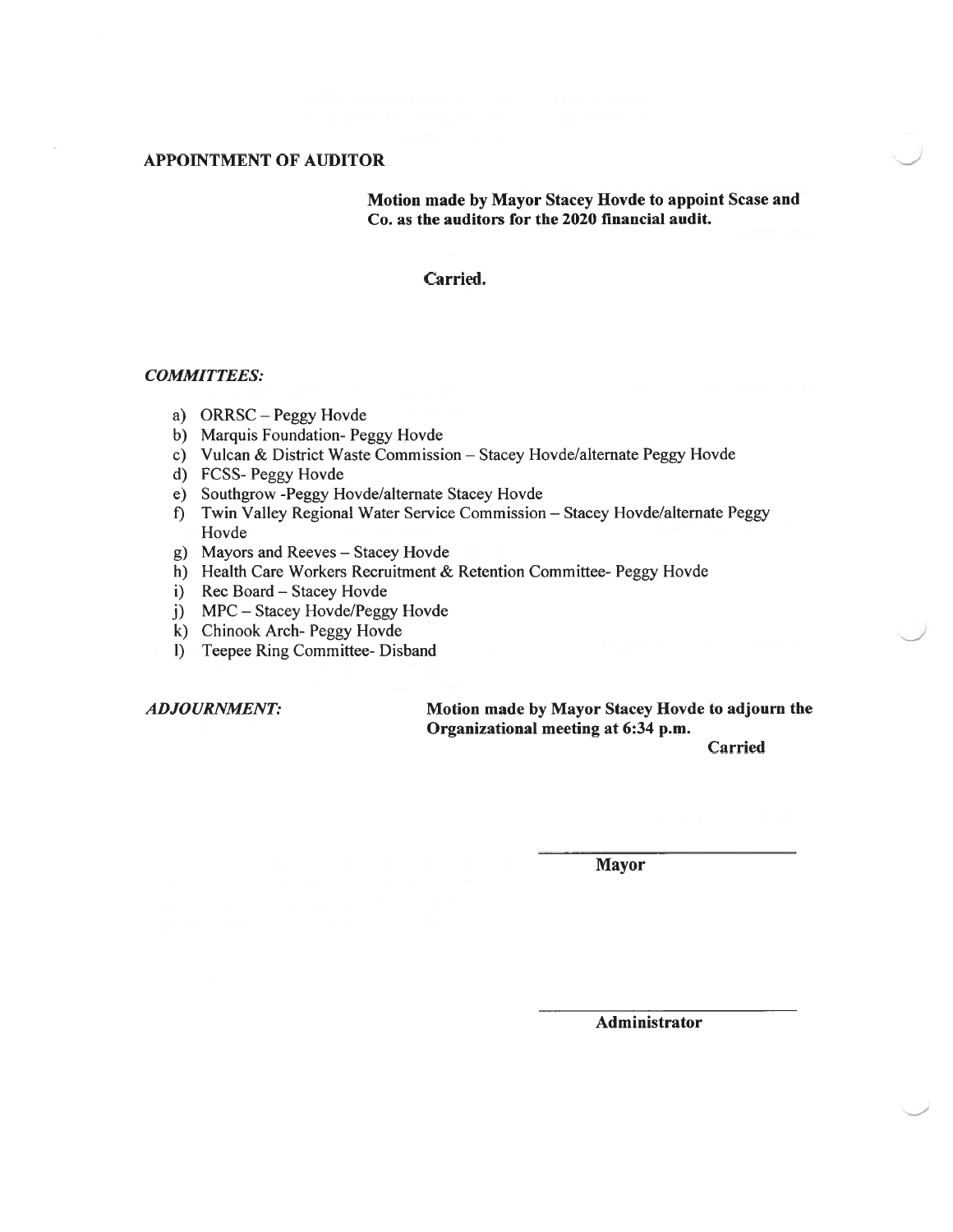**APPOINTMENT OF AUDITOR**

**Motion made by Mayor Stacey Hovde to appoint Scase and Co. as the auditors for the 2020 financial audit.**

**Carried.**

***COMMITTEES:***

a) ORRSC – Peggy Hovde
b) Marquis Foundation- Peggy Hovde
c) Vulcan & District Waste Commission – Stacey Hovde/alternate Peggy Hovde
d) FCSS- Peggy Hovde
e) Southgrow -Peggy Hovde/alternate Stacey Hovde
f) Twin Valley Regional Water Service Commission – Stacey Hovde/alternate Peggy Hovde
g) Mayors and Reeves – Stacey Hovde
h) Health Care Workers Recruitment & Retention Committee- Peggy Hovde
i) Rec Board – Stacey Hovde
j) MPC – Stacey Hovde/Peggy Hovde
k) Chinook Arch- Peggy Hovde
l) Teepee Ring Committee- Disband

***ADJOURNMENT:*** **Motion made by Mayor Stacey Hovde to adjourn the Organizational meeting at 6:34 p.m.**

**Carried**

______________________________
**Mayor**

______________________________
**Administrator**